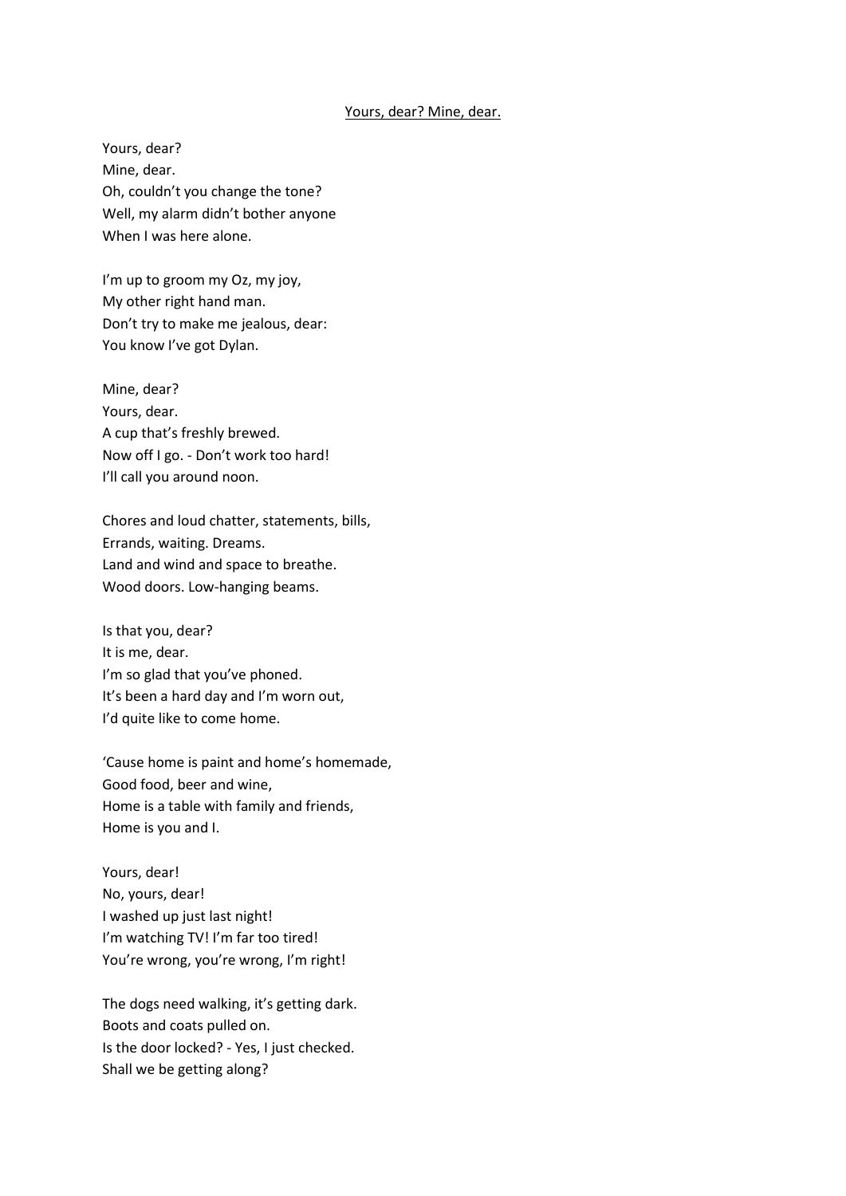## Yours, dear? Mine, dear.

Yours, dear?
Mine, dear.
Oh, couldn't you change the tone?
Well, my alarm didn't bother anyone
When I was here alone.

I'm up to groom my Oz, my joy,
My other right hand man.
Don't try to make me jealous, dear:
You know I've got Dylan.

Mine, dear?
Yours, dear.
A cup that's freshly brewed.
Now off I go. - Don't work too hard!
I'll call you around noon.

Chores and loud chatter, statements, bills,
Errands, waiting. Dreams.
Land and wind and space to breathe.
Wood doors. Low-hanging beams.

Is that you, dear?
It is me, dear.
I'm so glad that you've phoned.
It's been a hard day and I'm worn out,
I'd quite like to come home.

'Cause home is paint and home's homemade,
Good food, beer and wine,
Home is a table with family and friends,
Home is you and I.

Yours, dear!
No, yours, dear!
I washed up just last night!
I'm watching TV! I'm far too tired!
You're wrong, you're wrong, I'm right!

The dogs need walking, it's getting dark.
Boots and coats pulled on.
Is the door locked? - Yes, I just checked.
Shall we be getting along?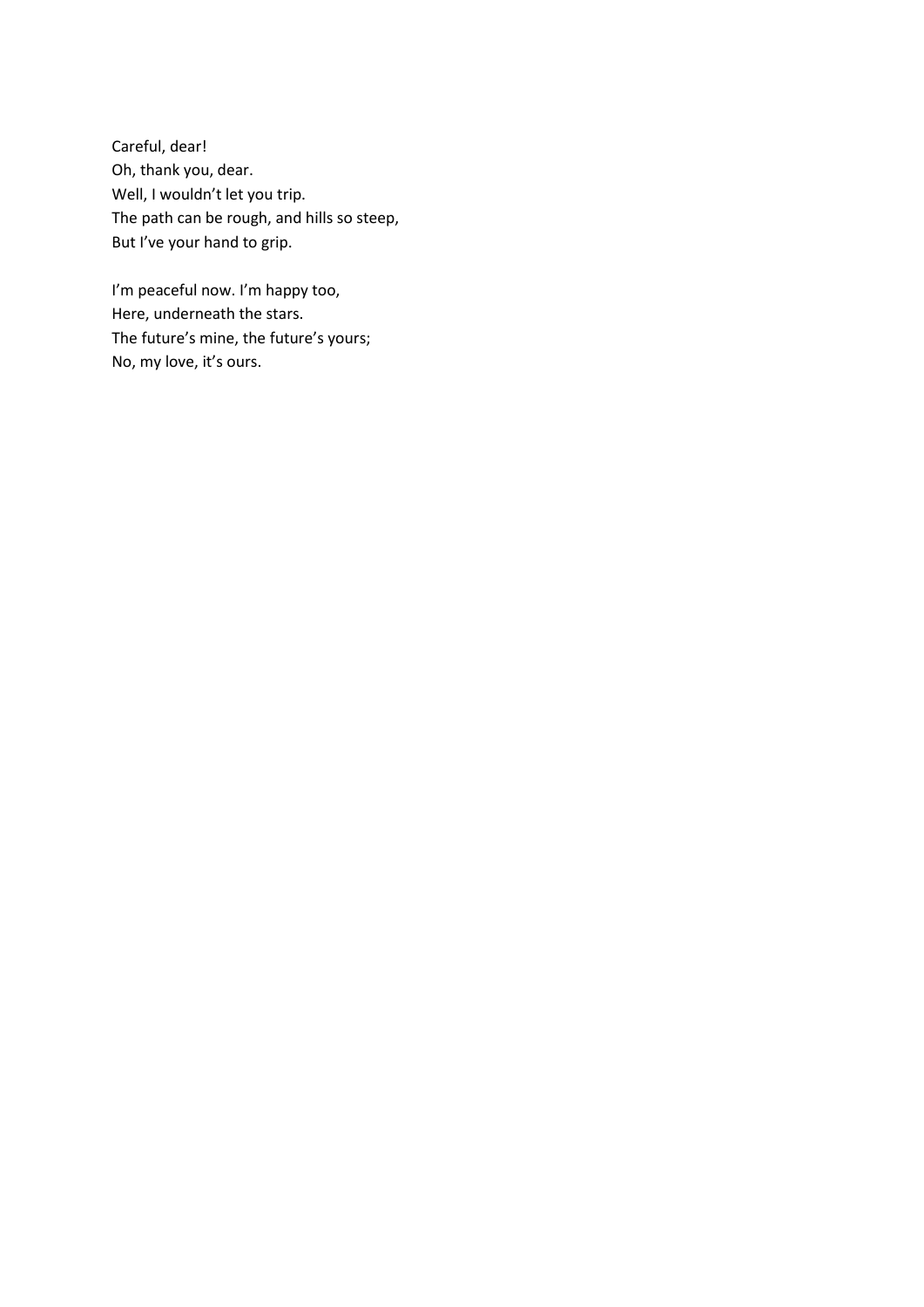Careful, dear!  
Oh, thank you, dear.  
Well, I wouldn't let you trip.  
The path can be rough, and hills so steep,  
But I've your hand to grip.

I'm peaceful now. I'm happy too,  
Here, underneath the stars.  
The future's mine, the future's yours;  
No, my love, it's ours.